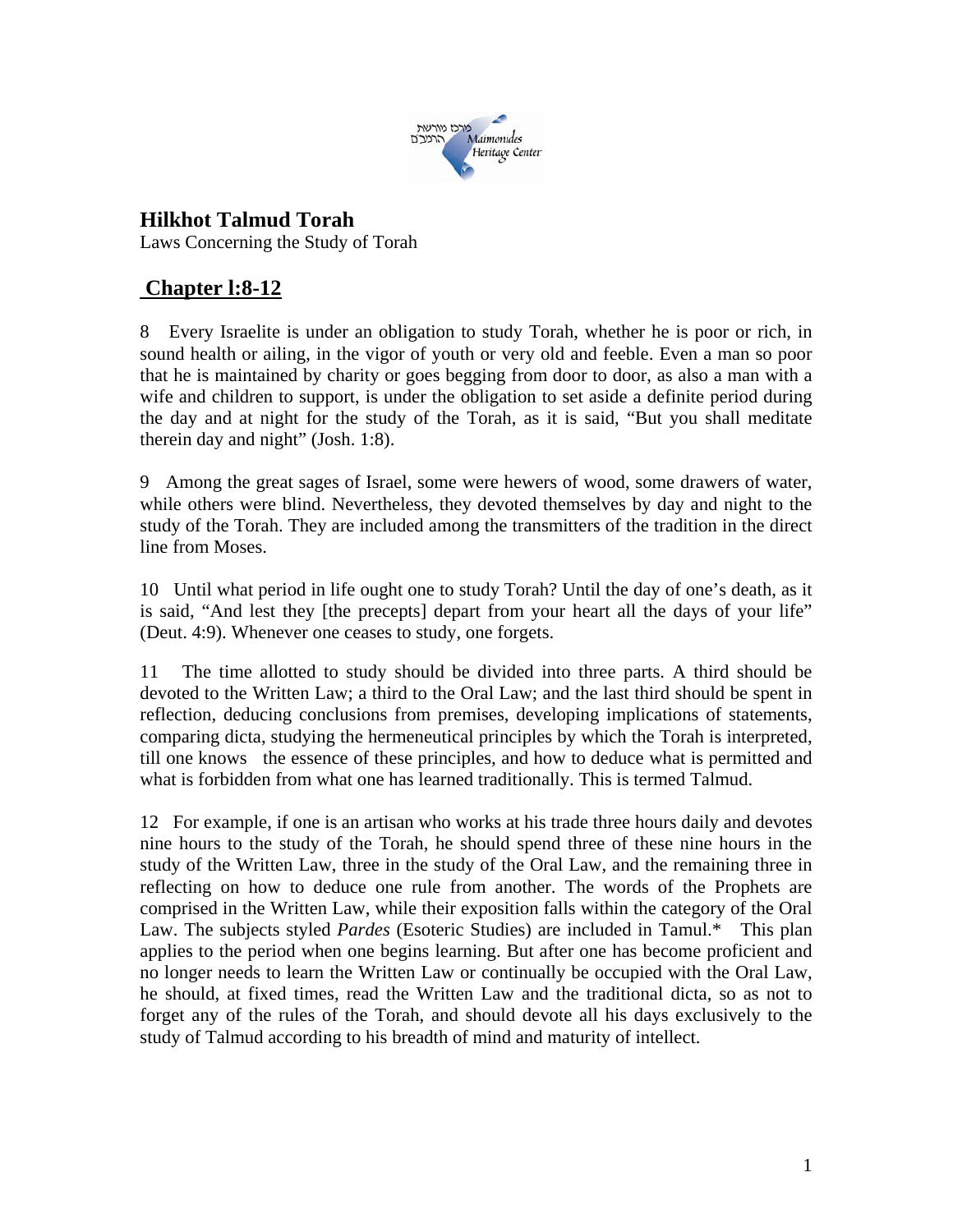## Hilkhot Talmud Torah

Laws Concerning the Study of Torah

### Chapter l:8-12

8 Every Israelite is under an obligation to study Torah, whether he is poor or rich, in sound health or ailing, in the vigor of youth or very old and feeble. Even a man so poor that he is maintained by charity or goes begging from door to door, as also a man with a wife and children to support, is under the obligation to set aside a definite period during the day and at night for the study of the Torah, as it is said, "But you shall meditate therein day and night" (Josh. 1:8).

9 Among the great sages of Israel, some were hewers of wood, some drawers of water, while others were blind. Nevertheless, they devoted themselves by day and night to the study of the Torah. They are included among the transmitters of the tradition in the direct line from Moses.

10 Until what period in life ought one to study Torah? Until the day of one's death, as it is said, "And lest they [the precepts] depart from your heart all the days of your life" (Deut. 4:9). Whenever one ceases to study, one forgets.

11 The time allotted to study should be divided into three parts. A third should be devoted to the Written Law; a third to the Oral Law; and the last third should be spent in reflection, deducing conclusions from premises, developing implications of statements, comparing dicta, studying the hermeneutical principles by which the Torah is interpreted, till one knows the essence of these principles, and how to deduce what is permitted and what is forbidden from what one has learned traditionally. This is termed Talmud.

12 For example, if one is an artisan who works at his trade three hours daily and devotes nine hours to the study of the Torah, he should spend three of these nine hours in the study of the Written Law, three in the study of the Oral Law, and the remaining three in reflecting on how to deduce one rule from another. The words of the Prophets are comprised in the Written Law, while their exposition falls within the category of the Oral Law. The subjects styled *Pardes* (Esoteric Studies) are included in Tamul.* This plan applies to the period when one begins learning. But after one has become proficient and no longer needs to learn the Written Law or continually be occupied with the Oral Law, he should, at fixed times, read the Written Law and the traditional dicta, so as not to forget any of the rules of the Torah, and should devote all his days exclusively to the study of Talmud according to his breadth of mind and maturity of intellect.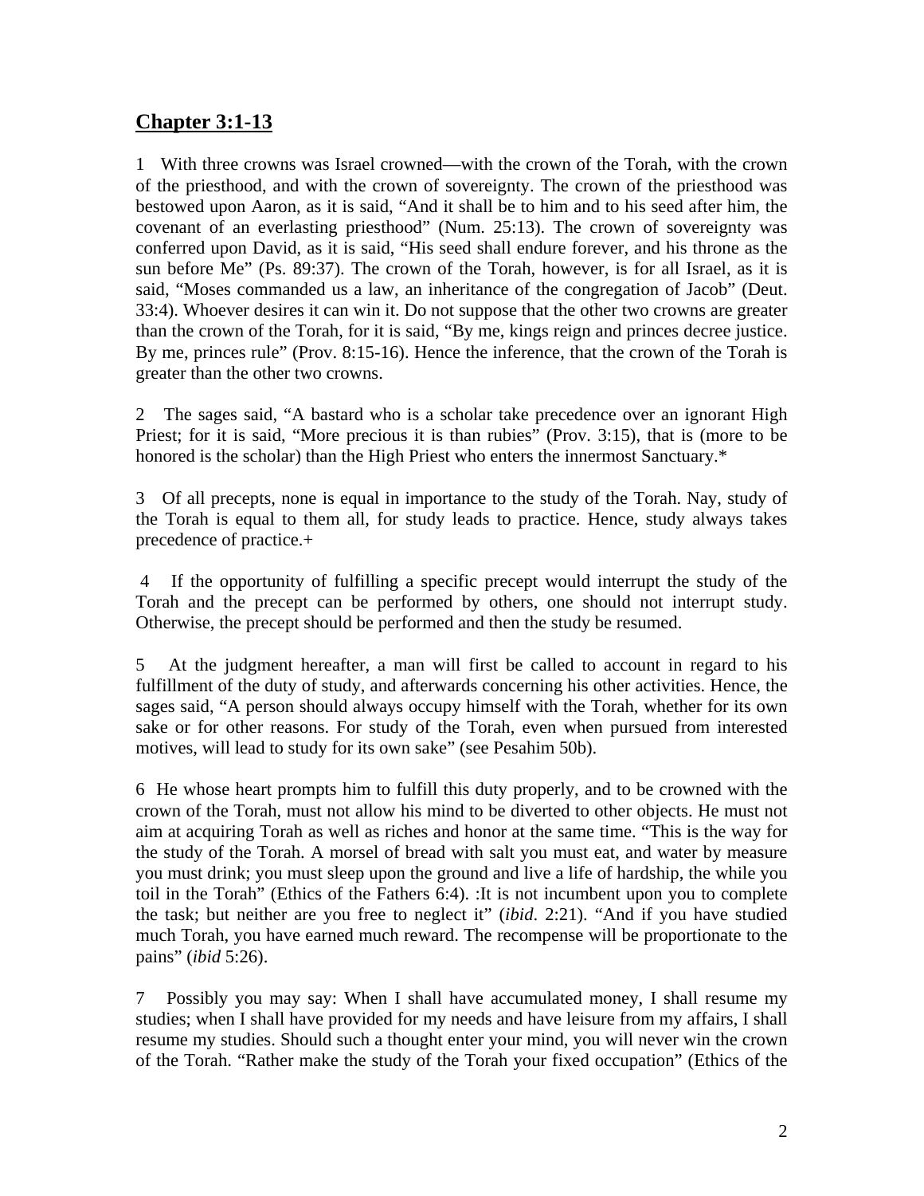## **Chapter 3:1-13**

1 With three crowns was Israel crowned—with the crown of the Torah, with the crown of the priesthood, and with the crown of sovereignty. The crown of the priesthood was bestowed upon Aaron, as it is said, "And it shall be to him and to his seed after him, the covenant of an everlasting priesthood" (Num. 25:13). The crown of sovereignty was conferred upon David, as it is said, "His seed shall endure forever, and his throne as the sun before Me" (Ps. 89:37). The crown of the Torah, however, is for all Israel, as it is said, "Moses commanded us a law, an inheritance of the congregation of Jacob" (Deut. 33:4). Whoever desires it can win it. Do not suppose that the other two crowns are greater than the crown of the Torah, for it is said, "By me, kings reign and princes decree justice. By me, princes rule" (Prov. 8:15-16). Hence the inference, that the crown of the Torah is greater than the other two crowns.

2 The sages said, "A bastard who is a scholar take precedence over an ignorant High Priest; for it is said, "More precious it is than rubies" (Prov. 3:15), that is (more to be honored is the scholar) than the High Priest who enters the innermost Sanctuary.*

3 Of all precepts, none is equal in importance to the study of the Torah. Nay, study of the Torah is equal to them all, for study leads to practice. Hence, study always takes precedence of practice.+

4 If the opportunity of fulfilling a specific precept would interrupt the study of the Torah and the precept can be performed by others, one should not interrupt study. Otherwise, the precept should be performed and then the study be resumed.

5 At the judgment hereafter, a man will first be called to account in regard to his fulfillment of the duty of study, and afterwards concerning his other activities. Hence, the sages said, "A person should always occupy himself with the Torah, whether for its own sake or for other reasons. For study of the Torah, even when pursued from interested motives, will lead to study for its own sake" (see Pesahim 50b).

6 He whose heart prompts him to fulfill this duty properly, and to be crowned with the crown of the Torah, must not allow his mind to be diverted to other objects. He must not aim at acquiring Torah as well as riches and honor at the same time. "This is the way for the study of the Torah. A morsel of bread with salt you must eat, and water by measure you must drink; you must sleep upon the ground and live a life of hardship, the while you toil in the Torah" (Ethics of the Fathers 6:4). :It is not incumbent upon you to complete the task; but neither are you free to neglect it" (*ibid*. 2:21). "And if you have studied much Torah, you have earned much reward. The recompense will be proportionate to the pains" (*ibid* 5:26).

7 Possibly you may say: When I shall have accumulated money, I shall resume my studies; when I shall have provided for my needs and have leisure from my affairs, I shall resume my studies. Should such a thought enter your mind, you will never win the crown of the Torah. "Rather make the study of the Torah your fixed occupation" (Ethics of the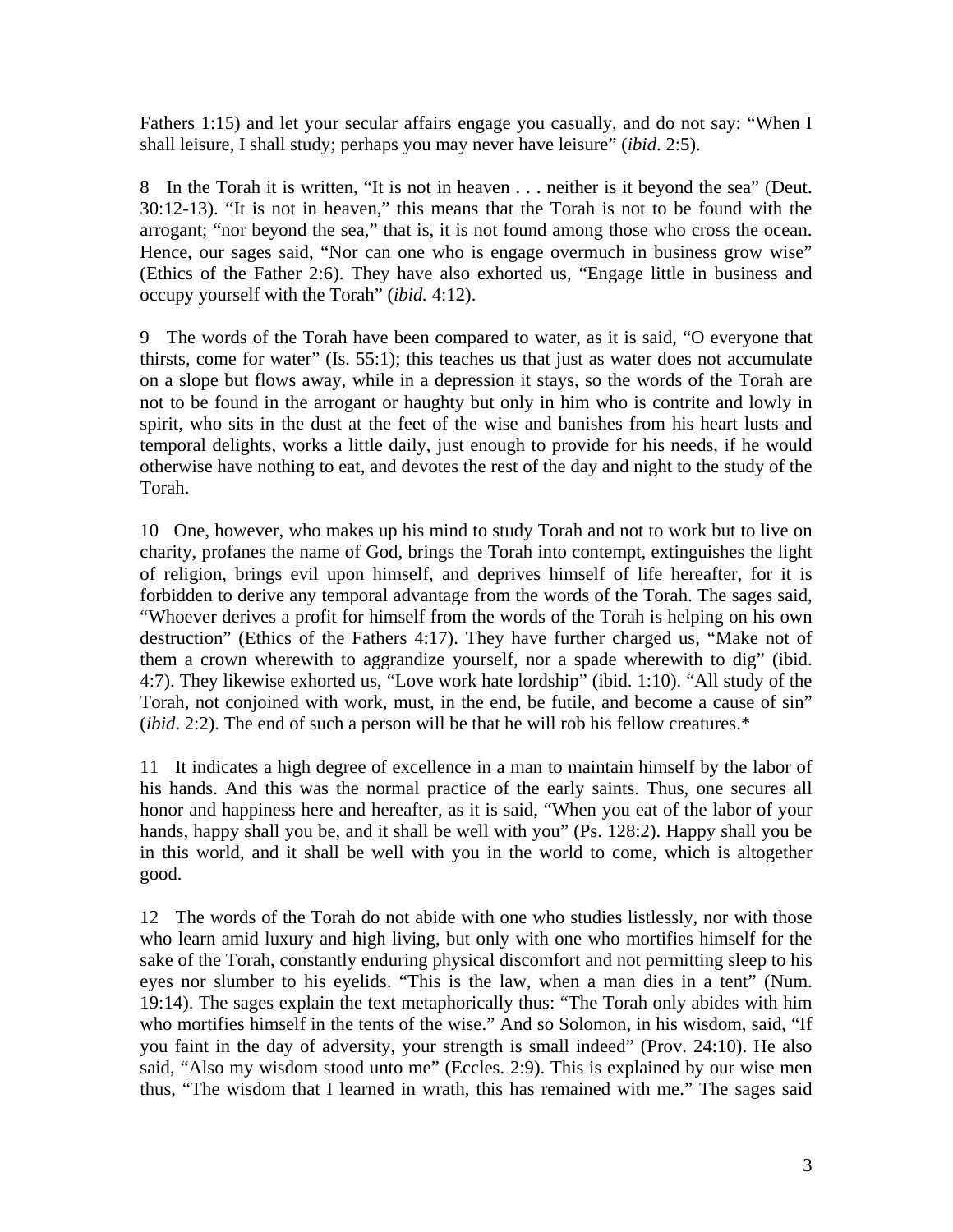Fathers 1:15) and let your secular affairs engage you casually, and do not say: "When I shall leisure, I shall study; perhaps you may never have leisure" (*ibid*. 2:5).

8 In the Torah it is written, "It is not in heaven . . . neither is it beyond the sea" (Deut. 30:12-13). "It is not in heaven," this means that the Torah is not to be found with the arrogant; "nor beyond the sea," that is, it is not found among those who cross the ocean. Hence, our sages said, "Nor can one who is engage overmuch in business grow wise" (Ethics of the Father 2:6). They have also exhorted us, "Engage little in business and occupy yourself with the Torah" (*ibid.* 4:12).

9 The words of the Torah have been compared to water, as it is said, "O everyone that thirsts, come for water" (Is. 55:1); this teaches us that just as water does not accumulate on a slope but flows away, while in a depression it stays, so the words of the Torah are not to be found in the arrogant or haughty but only in him who is contrite and lowly in spirit, who sits in the dust at the feet of the wise and banishes from his heart lusts and temporal delights, works a little daily, just enough to provide for his needs, if he would otherwise have nothing to eat, and devotes the rest of the day and night to the study of the Torah.

10 One, however, who makes up his mind to study Torah and not to work but to live on charity, profanes the name of God, brings the Torah into contempt, extinguishes the light of religion, brings evil upon himself, and deprives himself of life hereafter, for it is forbidden to derive any temporal advantage from the words of the Torah. The sages said, "Whoever derives a profit for himself from the words of the Torah is helping on his own destruction" (Ethics of the Fathers 4:17). They have further charged us, "Make not of them a crown wherewith to aggrandize yourself, nor a spade wherewith to dig" (ibid. 4:7). They likewise exhorted us, "Love work hate lordship" (ibid. 1:10). "All study of the Torah, not conjoined with work, must, in the end, be futile, and become a cause of sin" (*ibid*. 2:2). The end of such a person will be that he will rob his fellow creatures.*

11 It indicates a high degree of excellence in a man to maintain himself by the labor of his hands. And this was the normal practice of the early saints. Thus, one secures all honor and happiness here and hereafter, as it is said, "When you eat of the labor of your hands, happy shall you be, and it shall be well with you" (Ps. 128:2). Happy shall you be in this world, and it shall be well with you in the world to come, which is altogether good.

12 The words of the Torah do not abide with one who studies listlessly, nor with those who learn amid luxury and high living, but only with one who mortifies himself for the sake of the Torah, constantly enduring physical discomfort and not permitting sleep to his eyes nor slumber to his eyelids. "This is the law, when a man dies in a tent" (Num. 19:14). The sages explain the text metaphorically thus: "The Torah only abides with him who mortifies himself in the tents of the wise." And so Solomon, in his wisdom, said, "If you faint in the day of adversity, your strength is small indeed" (Prov. 24:10). He also said, "Also my wisdom stood unto me" (Eccles. 2:9). This is explained by our wise men thus, "The wisdom that I learned in wrath, this has remained with me." The sages said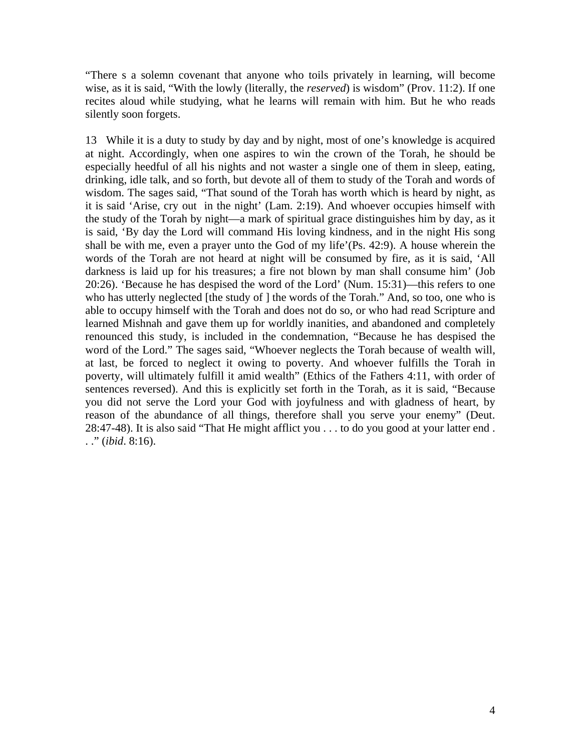"There s a solemn covenant that anyone who toils privately in learning, will become wise, as it is said, "With the lowly (literally, the *reserved*) is wisdom" (Prov. 11:2). If one recites aloud while studying, what he learns will remain with him. But he who reads silently soon forgets.

13 While it is a duty to study by day and by night, most of one's knowledge is acquired at night. Accordingly, when one aspires to win the crown of the Torah, he should be especially heedful of all his nights and not waster a single one of them in sleep, eating, drinking, idle talk, and so forth, but devote all of them to study of the Torah and words of wisdom. The sages said, "That sound of the Torah has worth which is heard by night, as it is said 'Arise, cry out in the night' (Lam. 2:19). And whoever occupies himself with the study of the Torah by night—a mark of spiritual grace distinguishes him by day, as it is said, 'By day the Lord will command His loving kindness, and in the night His song shall be with me, even a prayer unto the God of my life'(Ps. 42:9). A house wherein the words of the Torah are not heard at night will be consumed by fire, as it is said, 'All darkness is laid up for his treasures; a fire not blown by man shall consume him' (Job 20:26). 'Because he has despised the word of the Lord' (Num. 15:31)—this refers to one who has utterly neglected [the study of ] the words of the Torah." And, so too, one who is able to occupy himself with the Torah and does not do so, or who had read Scripture and learned Mishnah and gave them up for worldly inanities, and abandoned and completely renounced this study, is included in the condemnation, "Because he has despised the word of the Lord." The sages said, "Whoever neglects the Torah because of wealth will, at last, be forced to neglect it owing to poverty. And whoever fulfills the Torah in poverty, will ultimately fulfill it amid wealth" (Ethics of the Fathers 4:11, with order of sentences reversed). And this is explicitly set forth in the Torah, as it is said, "Because you did not serve the Lord your God with joyfulness and with gladness of heart, by reason of the abundance of all things, therefore shall you serve your enemy" (Deut. 28:47-48). It is also said "That He might afflict you . . . to do you good at your latter end . . ." (*ibid*. 8:16).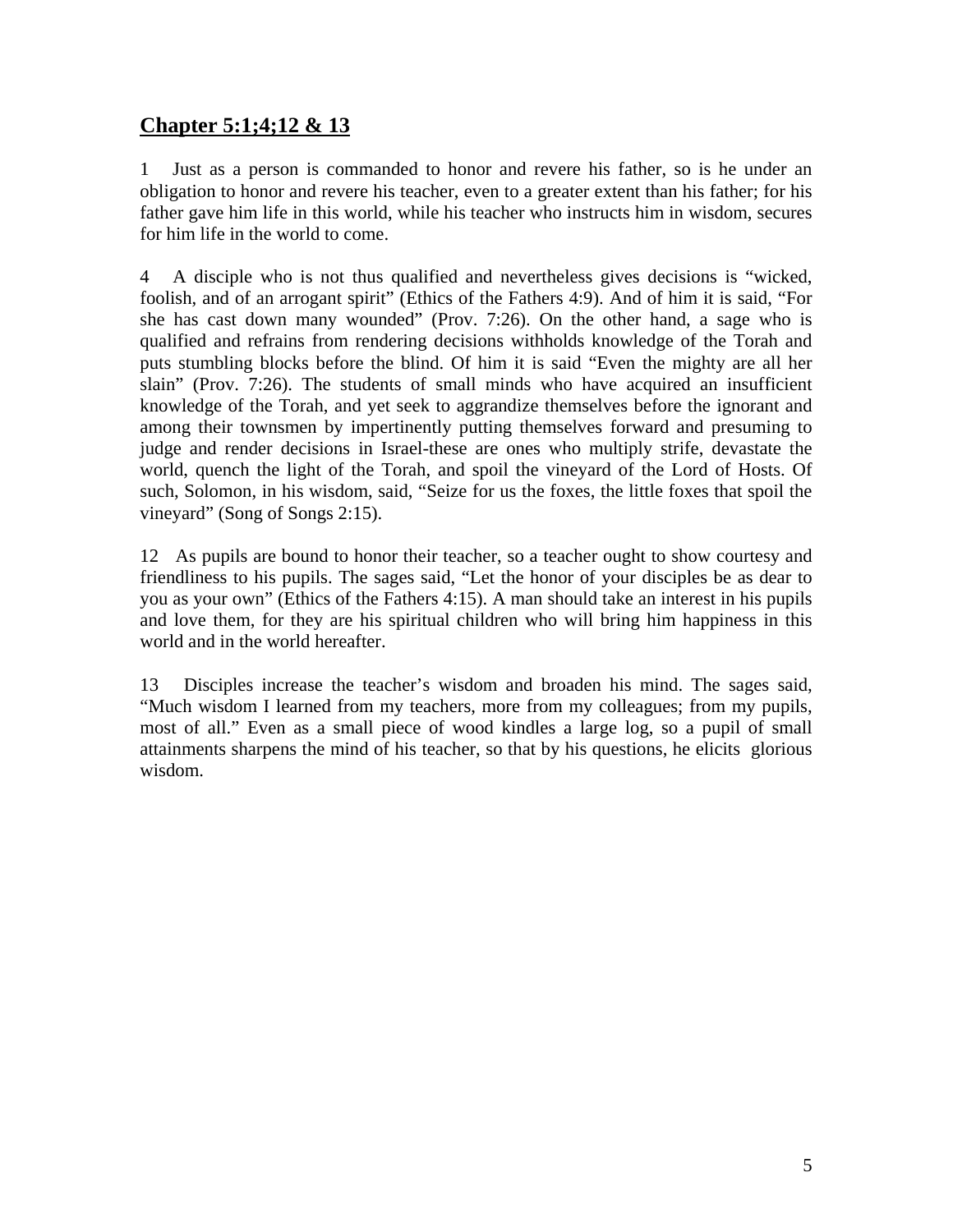## **Chapter 5:1;4;12 & 13**

1 Just as a person is commanded to honor and revere his father, so is he under an obligation to honor and revere his teacher, even to a greater extent than his father; for his father gave him life in this world, while his teacher who instructs him in wisdom, secures for him life in the world to come.

4 A disciple who is not thus qualified and nevertheless gives decisions is "wicked, foolish, and of an arrogant spirit" (Ethics of the Fathers 4:9). And of him it is said, "For she has cast down many wounded" (Prov. 7:26). On the other hand, a sage who is qualified and refrains from rendering decisions withholds knowledge of the Torah and puts stumbling blocks before the blind. Of him it is said "Even the mighty are all her slain" (Prov. 7:26). The students of small minds who have acquired an insufficient knowledge of the Torah, and yet seek to aggrandize themselves before the ignorant and among their townsmen by impertinently putting themselves forward and presuming to judge and render decisions in Israel-these are ones who multiply strife, devastate the world, quench the light of the Torah, and spoil the vineyard of the Lord of Hosts. Of such, Solomon, in his wisdom, said, "Seize for us the foxes, the little foxes that spoil the vineyard" (Song of Songs 2:15).

12 As pupils are bound to honor their teacher, so a teacher ought to show courtesy and friendliness to his pupils. The sages said, "Let the honor of your disciples be as dear to you as your own" (Ethics of the Fathers 4:15). A man should take an interest in his pupils and love them, for they are his spiritual children who will bring him happiness in this world and in the world hereafter.

13 Disciples increase the teacher's wisdom and broaden his mind. The sages said, "Much wisdom I learned from my teachers, more from my colleagues; from my pupils, most of all." Even as a small piece of wood kindles a large log, so a pupil of small attainments sharpens the mind of his teacher, so that by his questions, he elicits glorious wisdom.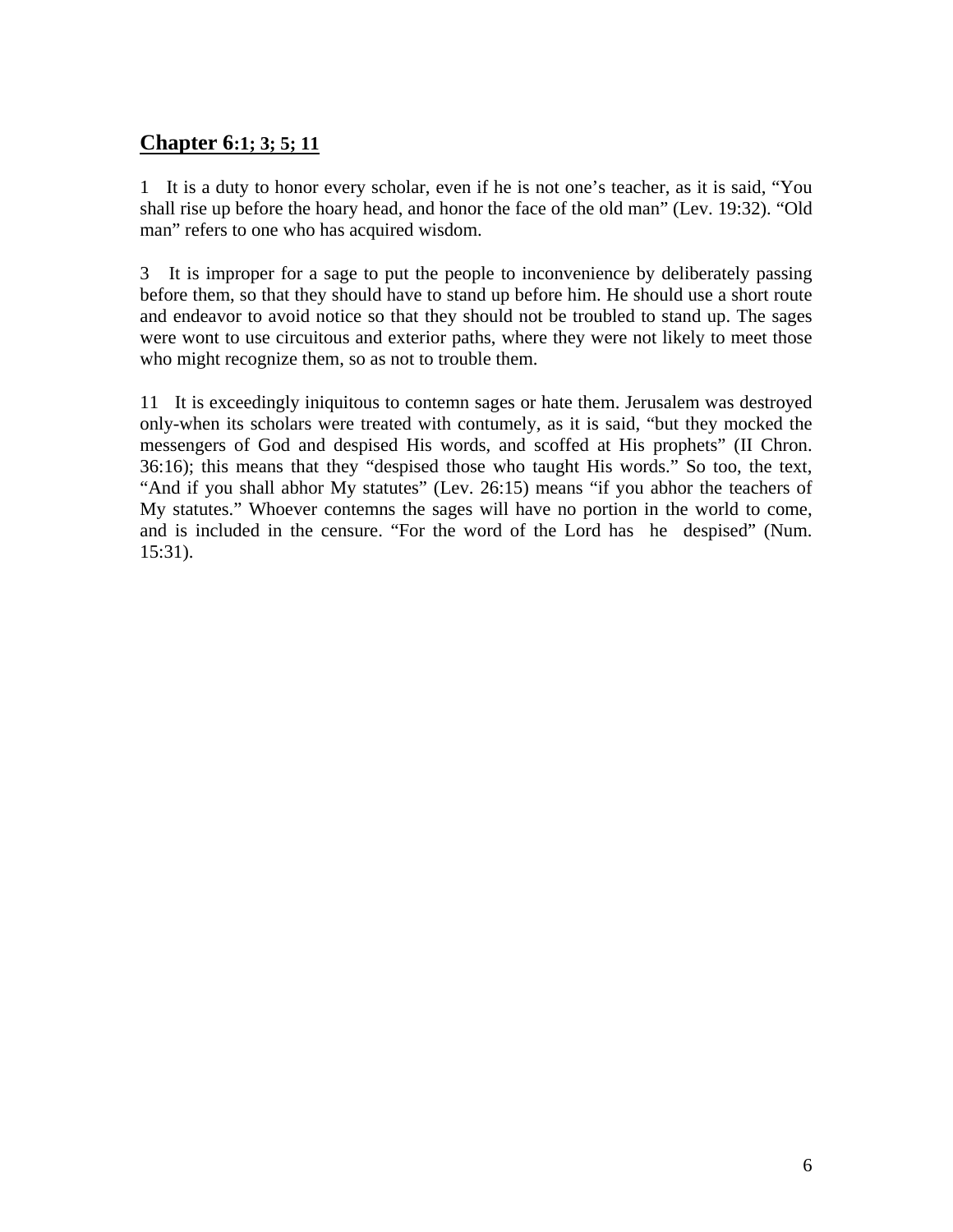## Chapter 6:1; 3; 5; 11

1 It is a duty to honor every scholar, even if he is not one's teacher, as it is said, "You shall rise up before the hoary head, and honor the face of the old man" (Lev. 19:32). "Old man" refers to one who has acquired wisdom.

3 It is improper for a sage to put the people to inconvenience by deliberately passing before them, so that they should have to stand up before him. He should use a short route and endeavor to avoid notice so that they should not be troubled to stand up. The sages were wont to use circuitous and exterior paths, where they were not likely to meet those who might recognize them, so as not to trouble them.

11 It is exceedingly iniquitous to contemn sages or hate them. Jerusalem was destroyed only-when its scholars were treated with contumely, as it is said, "but they mocked the messengers of God and despised His words, and scoffed at His prophets" (II Chron. 36:16); this means that they "despised those who taught His words." So too, the text, "And if you shall abhor My statutes" (Lev. 26:15) means "if you abhor the teachers of My statutes." Whoever contemns the sages will have no portion in the world to come, and is included in the censure. "For the word of the Lord has he despised" (Num. 15:31).